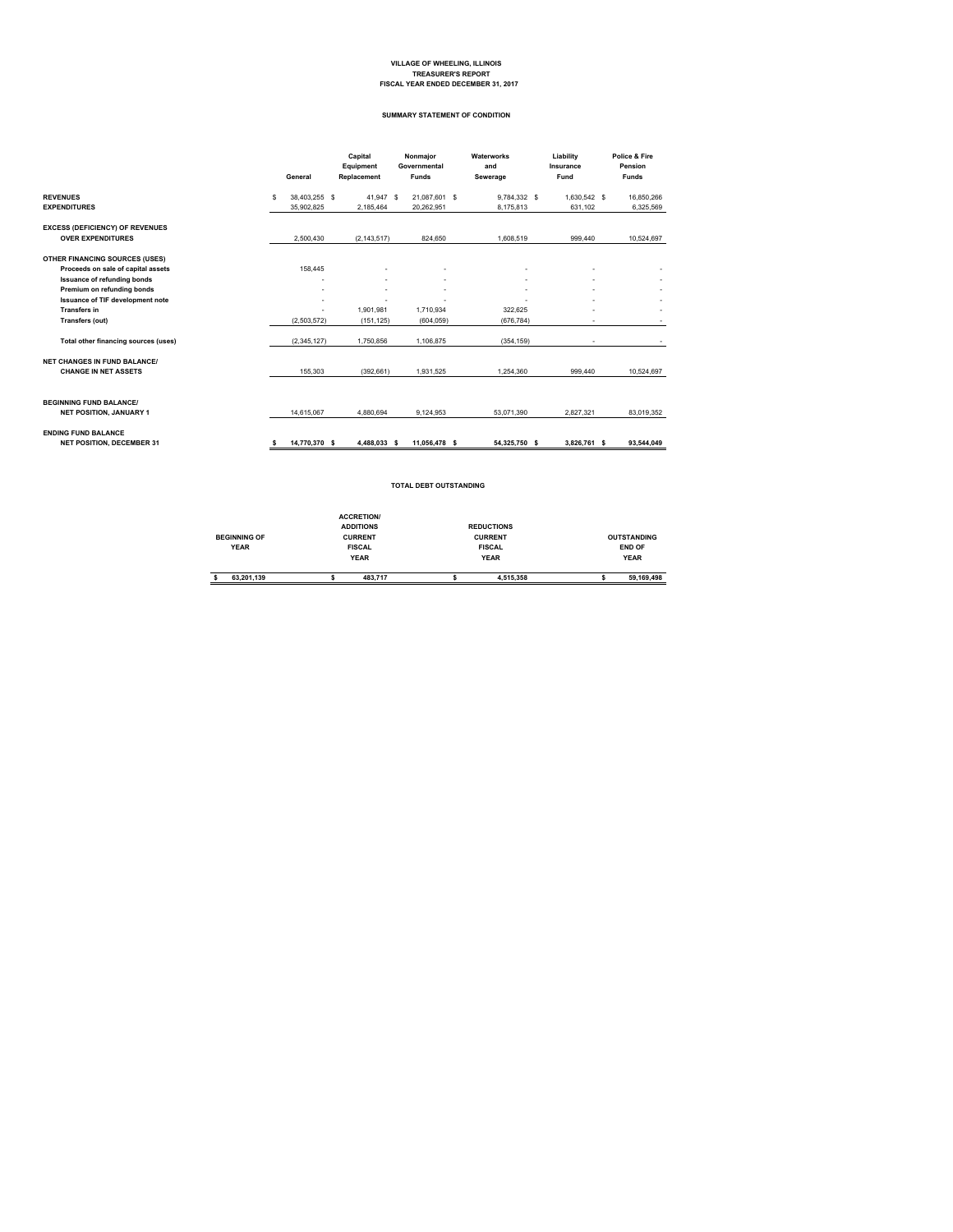# VILLAGE OF WHEELING, ILLINOIS
## TREASURER'S REPORT
## FISCAL YEAR ENDED DECEMBER 31, 2017

### SUMMARY STATEMENT OF CONDITION

| | General | Capital Equipment Replacement | Nonmajor Governmental Funds | Waterworks and Sewerage | Liability Insurance Fund | Police & Fire Pension Funds |
|---|---|---|---|---|---|---|
| **REVENUES** | $ 38,403,255 | $ 41,947 | $ 21,087,601 | $ 9,784,332 | $ 1,630,542 | $ 16,850,266 |
| **EXPENDITURES** | 35,902,825 | 2,185,464 | 20,262,951 | 8,175,813 | 631,102 | 6,325,569 |
| **EXCESS (DEFICIENCY) OF REVENUES OVER EXPENDITURES** | 2,500,430 | (2,143,517) | 824,650 | 1,608,519 | 999,440 | 10,524,697 |
| **OTHER FINANCING SOURCES (USES)** | | | | | | |
| Proceeds on sale of capital assets | 158,445 | - | - | - | - | - |
| Issuance of refunding bonds | - | - | - | - | - | - |
| Premium on refunding bonds | - | - | - | - | - | - |
| Issuance of TIF development note | - | - | - | - | - | - |
| Transfers in | - | 1,901,981 | 1,710,934 | 322,625 | - | - |
| Transfers (out) | (2,503,572) | (151,125) | (604,059) | (676,784) | - | - |
| **Total other financing sources (uses)** | (2,345,127) | 1,750,856 | 1,106,875 | (354,159) | - | - |
| **NET CHANGES IN FUND BALANCE/ CHANGE IN NET ASSETS** | 155,303 | (392,661) | 1,931,525 | 1,254,360 | 999,440 | 10,524,697 |
| **BEGINNING FUND BALANCE/ NET POSITION, JANUARY 1** | 14,615,067 | 4,880,694 | 9,124,953 | 53,071,390 | 2,827,321 | 83,019,352 |
| **ENDING FUND BALANCE NET POSITION, DECEMBER 31** | **$ 14,770,370** | **$ 4,488,033** | **$ 11,056,478** | **$ 54,325,750** | **$ 3,826,761** | **$ 93,544,049** |

### TOTAL DEBT OUTSTANDING

| BEGINNING OF YEAR | ACCRETION/ ADDITIONS CURRENT FISCAL YEAR | REDUCTIONS CURRENT FISCAL YEAR | OUTSTANDING END OF YEAR |
|---|---|---|---|
| **$ 63,201,139** | **$ 483,717** | **$ 4,515,358** | **$ 59,169,498** |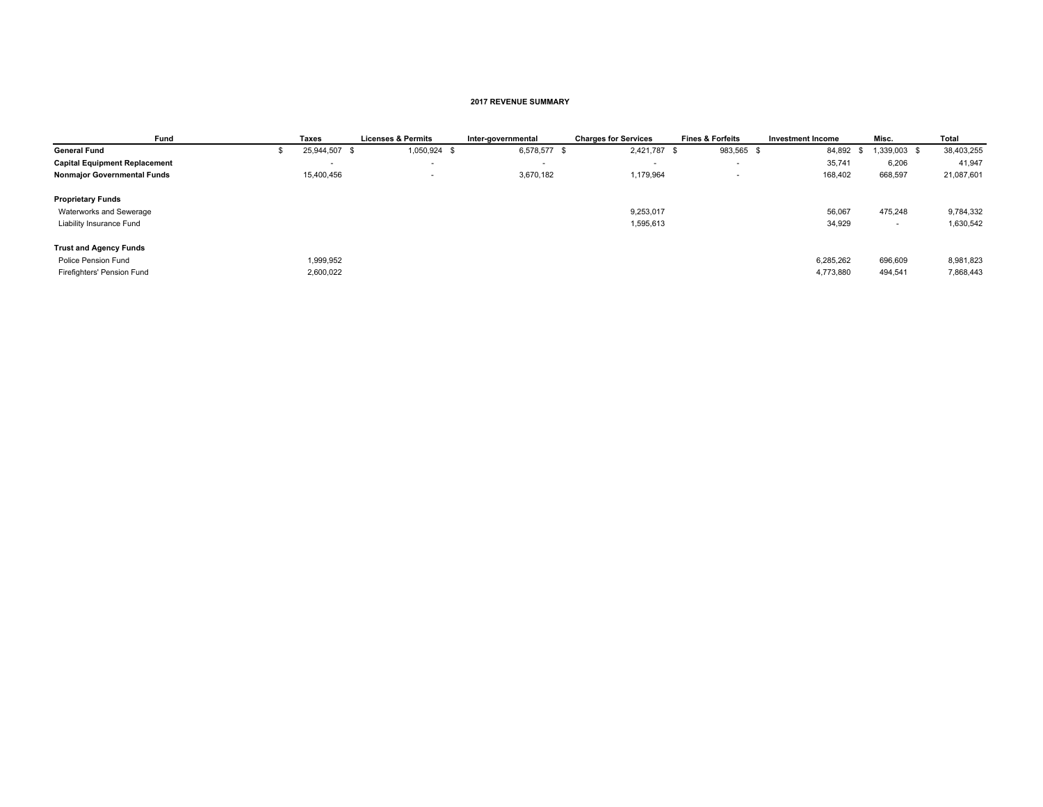# 2017 REVENUE SUMMARY

| Fund | Taxes | Licenses & Permits | Inter-governmental | Charges for Services | Fines & Forfeits | Investment Income | Misc. | Total |
|---|---|---|---|---|---|---|---|---|
| **General Fund** | $ 25,944,507 | $ 1,050,924 | $ 6,578,577 | $ 2,421,787 | $ 983,565 | $ 84,892 | $ 1,339,003 | $ 38,403,255 |
| **Capital Equipment Replacement** | - | - | - | - | - | 35,741 | 6,206 | 41,947 |
| **Nonmajor Governmental Funds** | 15,400,456 | - | 3,670,182 | 1,179,964 | - | 168,402 | 668,597 | 21,087,601 |
| **Proprietary Funds** | | | | | | | | |
| Waterworks and Sewerage | | | | 9,253,017 | | 56,067 | 475,248 | 9,784,332 |
| Liability Insurance Fund | | | | 1,595,613 | | 34,929 | - | 1,630,542 |
| **Trust and Agency Funds** | | | | | | | | |
| Police Pension Fund | 1,999,952 | | | | | 6,285,262 | 696,609 | 8,981,823 |
| Firefighters' Pension Fund | 2,600,022 | | | | | 4,773,880 | 494,541 | 7,868,443 |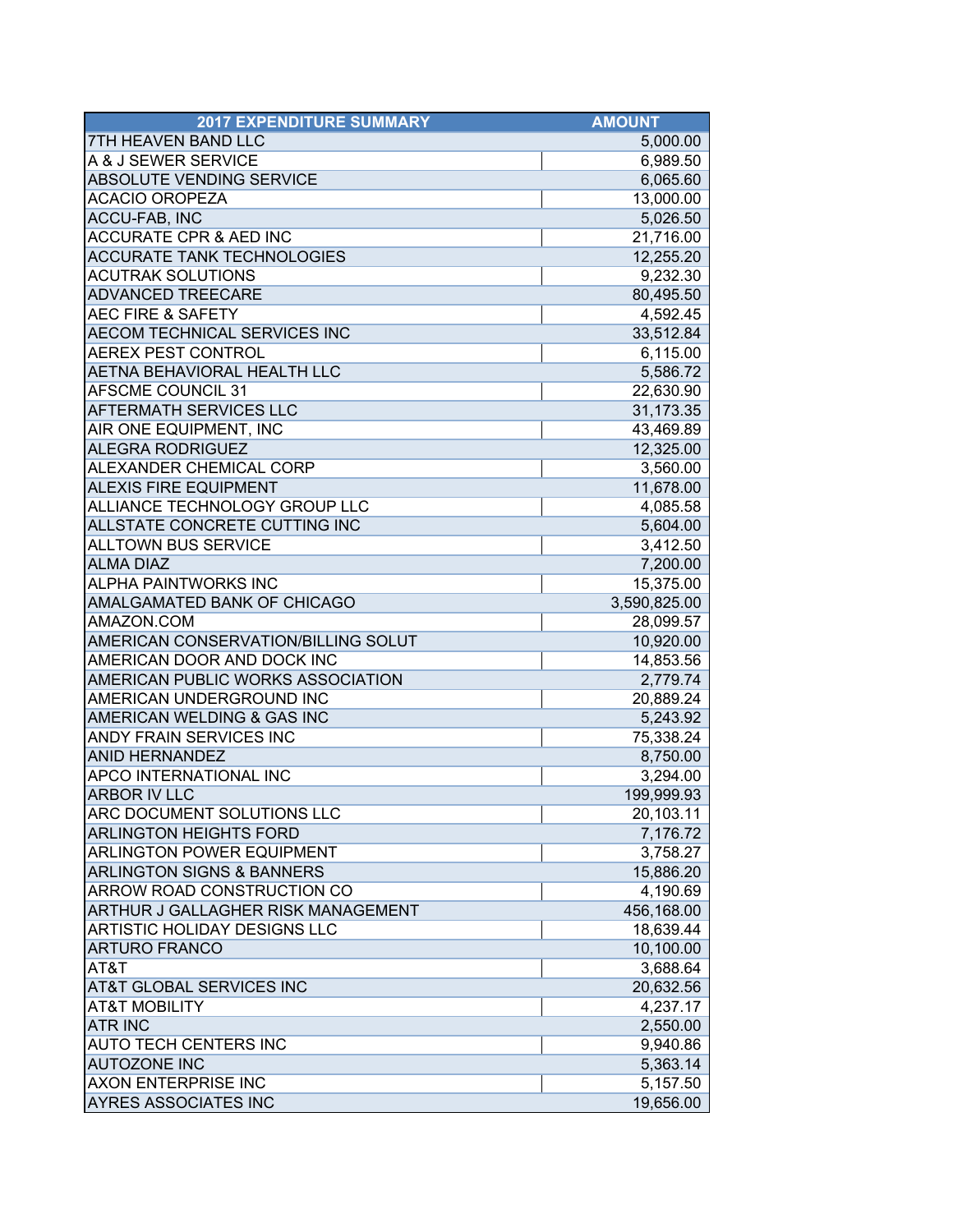| 2017 EXPENDITURE SUMMARY | AMOUNT |
|---|---|
| 7TH HEAVEN BAND LLC | 5,000.00 |
| A & J SEWER SERVICE | 6,989.50 |
| ABSOLUTE VENDING SERVICE | 6,065.60 |
| ACACIO OROPEZA | 13,000.00 |
| ACCU-FAB, INC | 5,026.50 |
| ACCURATE CPR & AED INC | 21,716.00 |
| ACCURATE TANK TECHNOLOGIES | 12,255.20 |
| ACUTRAK SOLUTIONS | 9,232.30 |
| ADVANCED TREECARE | 80,495.50 |
| AEC FIRE & SAFETY | 4,592.45 |
| AECOM TECHNICAL SERVICES INC | 33,512.84 |
| AEREX PEST CONTROL | 6,115.00 |
| AETNA BEHAVIORAL HEALTH LLC | 5,586.72 |
| AFSCME COUNCIL 31 | 22,630.90 |
| AFTERMATH SERVICES LLC | 31,173.35 |
| AIR ONE EQUIPMENT, INC | 43,469.89 |
| ALEGRA RODRIGUEZ | 12,325.00 |
| ALEXANDER CHEMICAL CORP | 3,560.00 |
| ALEXIS FIRE EQUIPMENT | 11,678.00 |
| ALLIANCE TECHNOLOGY GROUP LLC | 4,085.58 |
| ALLSTATE CONCRETE CUTTING INC | 5,604.00 |
| ALLTOWN BUS SERVICE | 3,412.50 |
| ALMA DIAZ | 7,200.00 |
| ALPHA PAINTWORKS INC | 15,375.00 |
| AMALGAMATED BANK OF CHICAGO | 3,590,825.00 |
| AMAZON.COM | 28,099.57 |
| AMERICAN CONSERVATION/BILLING SOLUT | 10,920.00 |
| AMERICAN DOOR AND DOCK INC | 14,853.56 |
| AMERICAN PUBLIC WORKS ASSOCIATION | 2,779.74 |
| AMERICAN UNDERGROUND INC | 20,889.24 |
| AMERICAN WELDING & GAS INC | 5,243.92 |
| ANDY FRAIN SERVICES INC | 75,338.24 |
| ANID HERNANDEZ | 8,750.00 |
| APCO INTERNATIONAL INC | 3,294.00 |
| ARBOR IV LLC | 199,999.93 |
| ARC DOCUMENT SOLUTIONS LLC | 20,103.11 |
| ARLINGTON HEIGHTS FORD | 7,176.72 |
| ARLINGTON POWER EQUIPMENT | 3,758.27 |
| ARLINGTON SIGNS & BANNERS | 15,886.20 |
| ARROW ROAD CONSTRUCTION CO | 4,190.69 |
| ARTHUR J GALLAGHER RISK MANAGEMENT | 456,168.00 |
| ARTISTIC HOLIDAY DESIGNS LLC | 18,639.44 |
| ARTURO FRANCO | 10,100.00 |
| AT&T | 3,688.64 |
| AT&T GLOBAL SERVICES INC | 20,632.56 |
| AT&T MOBILITY | 4,237.17 |
| ATR INC | 2,550.00 |
| AUTO TECH CENTERS INC | 9,940.86 |
| AUTOZONE INC | 5,363.14 |
| AXON ENTERPRISE INC | 5,157.50 |
| AYRES ASSOCIATES INC | 19,656.00 |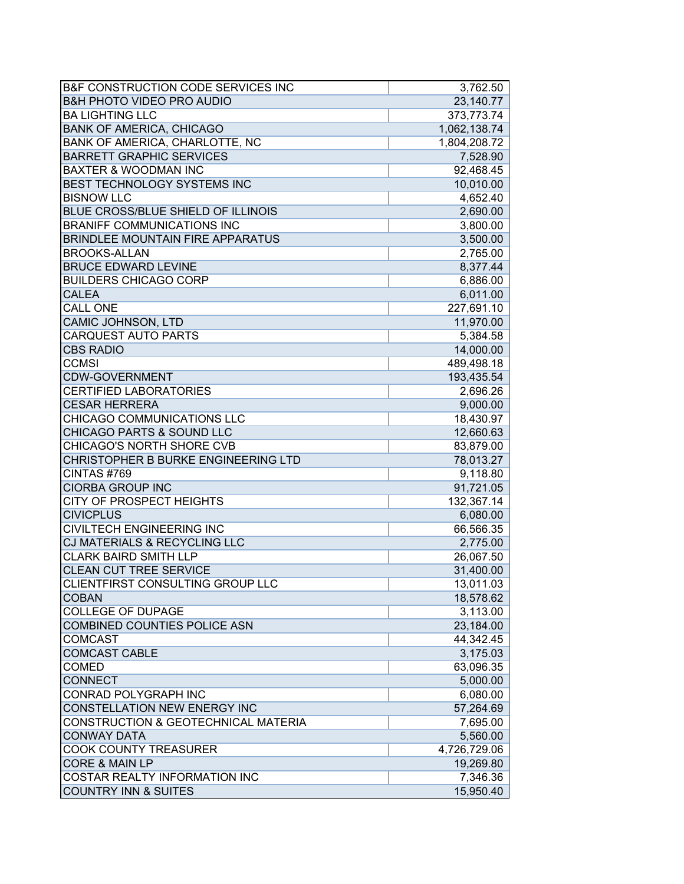| | |
|---|---|
| B&F CONSTRUCTION CODE SERVICES INC | 3,762.50 |
| B&H PHOTO VIDEO PRO AUDIO | 23,140.77 |
| BA LIGHTING LLC | 373,773.74 |
| BANK OF AMERICA, CHICAGO | 1,062,138.74 |
| BANK OF AMERICA, CHARLOTTE, NC | 1,804,208.72 |
| BARRETT GRAPHIC SERVICES | 7,528.90 |
| BAXTER & WOODMAN INC | 92,468.45 |
| BEST TECHNOLOGY SYSTEMS INC | 10,010.00 |
| BISNOW LLC | 4,652.40 |
| BLUE CROSS/BLUE SHIELD OF ILLINOIS | 2,690.00 |
| BRANIFF COMMUNICATIONS INC | 3,800.00 |
| BRINDLEE MOUNTAIN FIRE APPARATUS | 3,500.00 |
| BROOKS-ALLAN | 2,765.00 |
| BRUCE EDWARD LEVINE | 8,377.44 |
| BUILDERS CHICAGO CORP | 6,886.00 |
| CALEA | 6,011.00 |
| CALL ONE | 227,691.10 |
| CAMIC JOHNSON, LTD | 11,970.00 |
| CARQUEST AUTO PARTS | 5,384.58 |
| CBS RADIO | 14,000.00 |
| CCMSI | 489,498.18 |
| CDW-GOVERNMENT | 193,435.54 |
| CERTIFIED LABORATORIES | 2,696.26 |
| CESAR HERRERA | 9,000.00 |
| CHICAGO COMMUNICATIONS LLC | 18,430.97 |
| CHICAGO PARTS & SOUND LLC | 12,660.63 |
| CHICAGO'S NORTH SHORE CVB | 83,879.00 |
| CHRISTOPHER B BURKE ENGINEERING LTD | 78,013.27 |
| CINTAS #769 | 9,118.80 |
| CIORBA GROUP INC | 91,721.05 |
| CITY OF PROSPECT HEIGHTS | 132,367.14 |
| CIVICPLUS | 6,080.00 |
| CIVILTECH ENGINEERING INC | 66,566.35 |
| CJ MATERIALS & RECYCLING LLC | 2,775.00 |
| CLARK BAIRD SMITH LLP | 26,067.50 |
| CLEAN CUT TREE SERVICE | 31,400.00 |
| CLIENTFIRST CONSULTING GROUP LLC | 13,011.03 |
| COBAN | 18,578.62 |
| COLLEGE OF DUPAGE | 3,113.00 |
| COMBINED COUNTIES POLICE ASN | 23,184.00 |
| COMCAST | 44,342.45 |
| COMCAST CABLE | 3,175.03 |
| COMED | 63,096.35 |
| CONNECT | 5,000.00 |
| CONRAD POLYGRAPH INC | 6,080.00 |
| CONSTELLATION NEW ENERGY INC | 57,264.69 |
| CONSTRUCTION & GEOTECHNICAL MATERIA | 7,695.00 |
| CONWAY DATA | 5,560.00 |
| COOK COUNTY TREASURER | 4,726,729.06 |
| CORE & MAIN LP | 19,269.80 |
| COSTAR REALTY INFORMATION INC | 7,346.36 |
| COUNTRY INN & SUITES | 15,950.40 |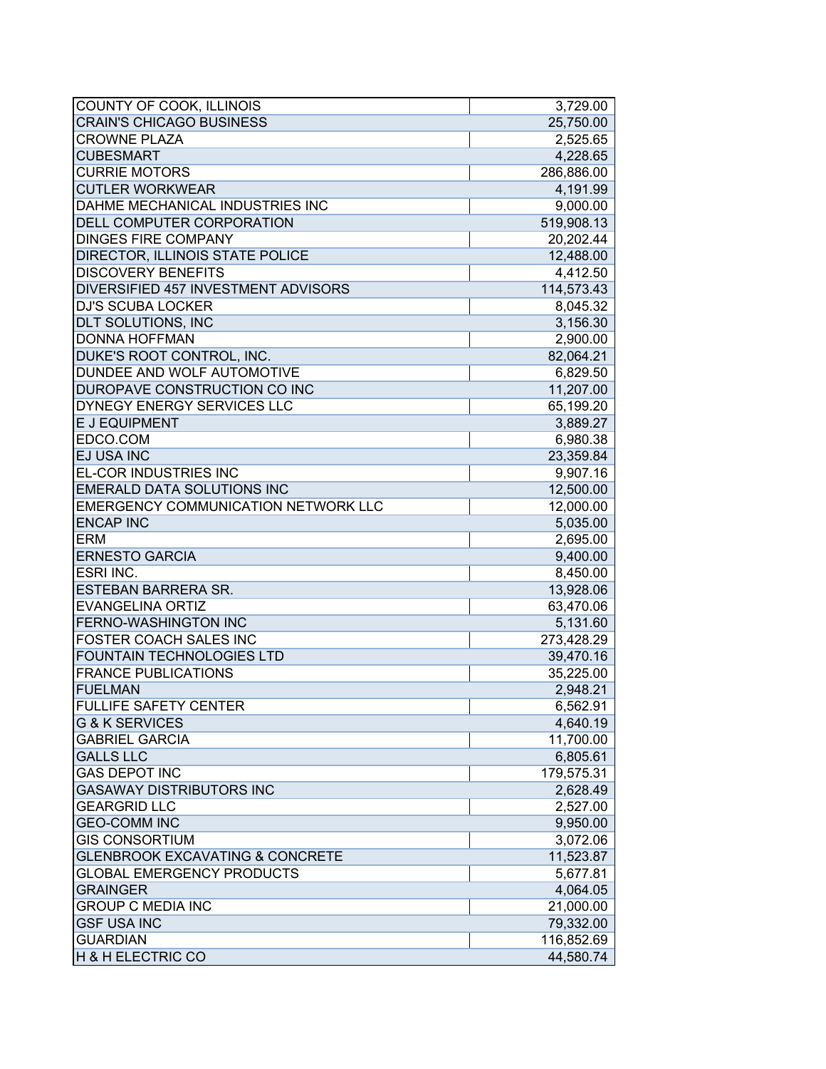| | |
|---|---|
| COUNTY OF COOK, ILLINOIS | 3,729.00 |
| CRAIN'S CHICAGO BUSINESS | 25,750.00 |
| CROWNE PLAZA | 2,525.65 |
| CUBESMART | 4,228.65 |
| CURRIE MOTORS | 286,886.00 |
| CUTLER WORKWEAR | 4,191.99 |
| DAHME MECHANICAL INDUSTRIES INC | 9,000.00 |
| DELL COMPUTER CORPORATION | 519,908.13 |
| DINGES FIRE COMPANY | 20,202.44 |
| DIRECTOR, ILLINOIS STATE POLICE | 12,488.00 |
| DISCOVERY BENEFITS | 4,412.50 |
| DIVERSIFIED 457 INVESTMENT ADVISORS | 114,573.43 |
| DJ'S SCUBA LOCKER | 8,045.32 |
| DLT SOLUTIONS, INC | 3,156.30 |
| DONNA HOFFMAN | 2,900.00 |
| DUKE'S ROOT CONTROL, INC. | 82,064.21 |
| DUNDEE AND WOLF AUTOMOTIVE | 6,829.50 |
| DUROPAVE CONSTRUCTION CO INC | 11,207.00 |
| DYNEGY ENERGY SERVICES LLC | 65,199.20 |
| E J EQUIPMENT | 3,889.27 |
| EDCO.COM | 6,980.38 |
| EJ USA INC | 23,359.84 |
| EL-COR INDUSTRIES INC | 9,907.16 |
| EMERALD DATA SOLUTIONS INC | 12,500.00 |
| EMERGENCY COMMUNICATION NETWORK LLC | 12,000.00 |
| ENCAP INC | 5,035.00 |
| ERM | 2,695.00 |
| ERNESTO GARCIA | 9,400.00 |
| ESRI INC. | 8,450.00 |
| ESTEBAN BARRERA SR. | 13,928.06 |
| EVANGELINA ORTIZ | 63,470.06 |
| FERNO-WASHINGTON INC | 5,131.60 |
| FOSTER COACH SALES INC | 273,428.29 |
| FOUNTAIN TECHNOLOGIES LTD | 39,470.16 |
| FRANCE PUBLICATIONS | 35,225.00 |
| FUELMAN | 2,948.21 |
| FULLIFE SAFETY CENTER | 6,562.91 |
| G & K SERVICES | 4,640.19 |
| GABRIEL GARCIA | 11,700.00 |
| GALLS LLC | 6,805.61 |
| GAS DEPOT INC | 179,575.31 |
| GASAWAY DISTRIBUTORS INC | 2,628.49 |
| GEARGRID LLC | 2,527.00 |
| GEO-COMM INC | 9,950.00 |
| GIS CONSORTIUM | 3,072.06 |
| GLENBROOK EXCAVATING & CONCRETE | 11,523.87 |
| GLOBAL EMERGENCY PRODUCTS | 5,677.81 |
| GRAINGER | 4,064.05 |
| GROUP C MEDIA INC | 21,000.00 |
| GSF USA INC | 79,332.00 |
| GUARDIAN | 116,852.69 |
| H & H ELECTRIC CO | 44,580.74 |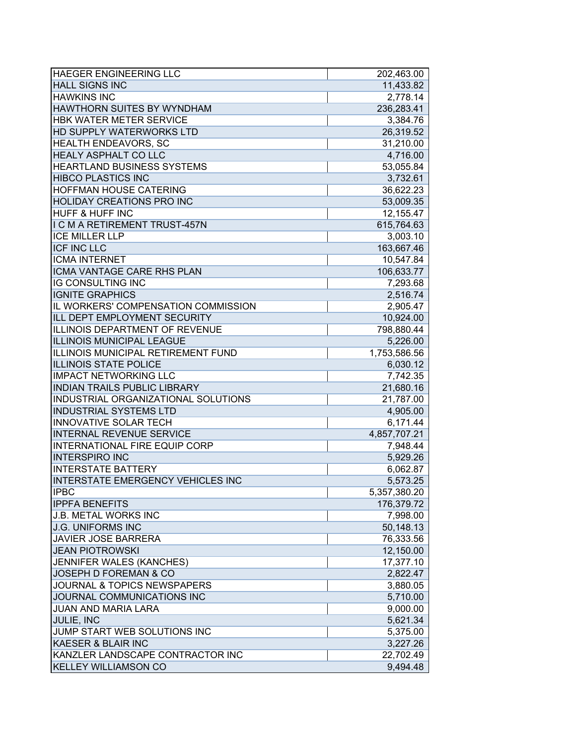| | |
|---|---|
| HAEGER ENGINEERING LLC | 202,463.00 |
| HALL SIGNS INC | 11,433.82 |
| HAWKINS INC | 2,778.14 |
| HAWTHORN SUITES BY WYNDHAM | 236,283.41 |
| HBK WATER METER SERVICE | 3,384.76 |
| HD SUPPLY WATERWORKS LTD | 26,319.52 |
| HEALTH ENDEAVORS, SC | 31,210.00 |
| HEALY ASPHALT CO LLC | 4,716.00 |
| HEARTLAND BUSINESS SYSTEMS | 53,055.84 |
| HIBCO PLASTICS INC | 3,732.61 |
| HOFFMAN HOUSE CATERING | 36,622.23 |
| HOLIDAY CREATIONS PRO INC | 53,009.35 |
| HUFF & HUFF INC | 12,155.47 |
| I C M A RETIREMENT TRUST-457N | 615,764.63 |
| ICE MILLER LLP | 3,003.10 |
| ICF INC LLC | 163,667.46 |
| ICMA INTERNET | 10,547.84 |
| ICMA VANTAGE CARE RHS PLAN | 106,633.77 |
| IG CONSULTING INC | 7,293.68 |
| IGNITE GRAPHICS | 2,516.74 |
| IL WORKERS' COMPENSATION COMMISSION | 2,905.47 |
| ILL DEPT EMPLOYMENT SECURITY | 10,924.00 |
| ILLINOIS DEPARTMENT OF REVENUE | 798,880.44 |
| ILLINOIS MUNICIPAL LEAGUE | 5,226.00 |
| ILLINOIS MUNICIPAL RETIREMENT FUND | 1,753,586.56 |
| ILLINOIS STATE POLICE | 6,030.12 |
| IMPACT NETWORKING LLC | 7,742.35 |
| INDIAN TRAILS PUBLIC LIBRARY | 21,680.16 |
| INDUSTRIAL ORGANIZATIONAL SOLUTIONS | 21,787.00 |
| INDUSTRIAL SYSTEMS LTD | 4,905.00 |
| INNOVATIVE SOLAR TECH | 6,171.44 |
| INTERNAL REVENUE SERVICE | 4,857,707.21 |
| INTERNATIONAL FIRE EQUIP CORP | 7,948.44 |
| INTERSPIRO INC | 5,929.26 |
| INTERSTATE BATTERY | 6,062.87 |
| INTERSTATE EMERGENCY VEHICLES INC | 5,573.25 |
| IPBC | 5,357,380.20 |
| IPPFA BENEFITS | 176,379.72 |
| J.B. METAL WORKS INC | 7,998.00 |
| J.G. UNIFORMS INC | 50,148.13 |
| JAVIER JOSE BARRERA | 76,333.56 |
| JEAN PIOTROWSKI | 12,150.00 |
| JENNIFER WALES (KANCHES) | 17,377.10 |
| JOSEPH D FOREMAN & CO | 2,822.47 |
| JOURNAL & TOPICS NEWSPAPERS | 3,880.05 |
| JOURNAL COMMUNICATIONS INC | 5,710.00 |
| JUAN AND MARIA LARA | 9,000.00 |
| JULIE, INC | 5,621.34 |
| JUMP START WEB SOLUTIONS INC | 5,375.00 |
| KAESER & BLAIR INC | 3,227.26 |
| KANZLER LANDSCAPE CONTRACTOR INC | 22,702.49 |
| KELLEY WILLIAMSON CO | 9,494.48 |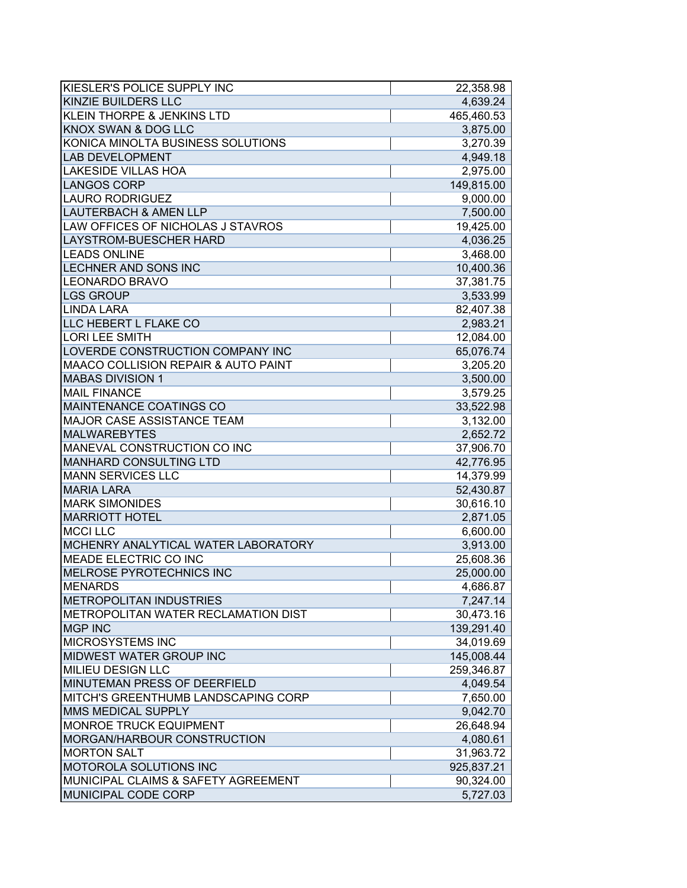| | |
|---|---|
| KIESLER'S POLICE SUPPLY INC | 22,358.98 |
| KINZIE BUILDERS LLC | 4,639.24 |
| KLEIN THORPE & JENKINS LTD | 465,460.53 |
| KNOX SWAN & DOG LLC | 3,875.00 |
| KONICA MINOLTA BUSINESS SOLUTIONS | 3,270.39 |
| LAB DEVELOPMENT | 4,949.18 |
| LAKESIDE VILLAS HOA | 2,975.00 |
| LANGOS CORP | 149,815.00 |
| LAURO RODRIGUEZ | 9,000.00 |
| LAUTERBACH & AMEN LLP | 7,500.00 |
| LAW OFFICES OF NICHOLAS J STAVROS | 19,425.00 |
| LAYSTROM-BUESCHER HARD | 4,036.25 |
| LEADS ONLINE | 3,468.00 |
| LECHNER AND SONS INC | 10,400.36 |
| LEONARDO BRAVO | 37,381.75 |
| LGS GROUP | 3,533.99 |
| LINDA LARA | 82,407.38 |
| LLC HEBERT L FLAKE CO | 2,983.21 |
| LORI LEE SMITH | 12,084.00 |
| LOVERDE CONSTRUCTION COMPANY INC | 65,076.74 |
| MAACO COLLISION REPAIR & AUTO PAINT | 3,205.20 |
| MABAS DIVISION 1 | 3,500.00 |
| MAIL FINANCE | 3,579.25 |
| MAINTENANCE COATINGS CO | 33,522.98 |
| MAJOR CASE ASSISTANCE TEAM | 3,132.00 |
| MALWAREBYTES | 2,652.72 |
| MANEVAL CONSTRUCTION CO INC | 37,906.70 |
| MANHARD CONSULTING LTD | 42,776.95 |
| MANN SERVICES LLC | 14,379.99 |
| MARIA LARA | 52,430.87 |
| MARK SIMONIDES | 30,616.10 |
| MARRIOTT HOTEL | 2,871.05 |
| MCCI LLC | 6,600.00 |
| MCHENRY ANALYTICAL WATER LABORATORY | 3,913.00 |
| MEADE ELECTRIC CO INC | 25,608.36 |
| MELROSE PYROTECHNICS INC | 25,000.00 |
| MENARDS | 4,686.87 |
| METROPOLITAN INDUSTRIES | 7,247.14 |
| METROPOLITAN WATER RECLAMATION DIST | 30,473.16 |
| MGP INC | 139,291.40 |
| MICROSYSTEMS INC | 34,019.69 |
| MIDWEST WATER GROUP INC | 145,008.44 |
| MILIEU DESIGN LLC | 259,346.87 |
| MINUTEMAN PRESS OF DEERFIELD | 4,049.54 |
| MITCH'S GREENTHUMB LANDSCAPING CORP | 7,650.00 |
| MMS MEDICAL SUPPLY | 9,042.70 |
| MONROE TRUCK EQUIPMENT | 26,648.94 |
| MORGAN/HARBOUR CONSTRUCTION | 4,080.61 |
| MORTON SALT | 31,963.72 |
| MOTOROLA SOLUTIONS INC | 925,837.21 |
| MUNICIPAL CLAIMS & SAFETY AGREEMENT | 90,324.00 |
| MUNICIPAL CODE CORP | 5,727.03 |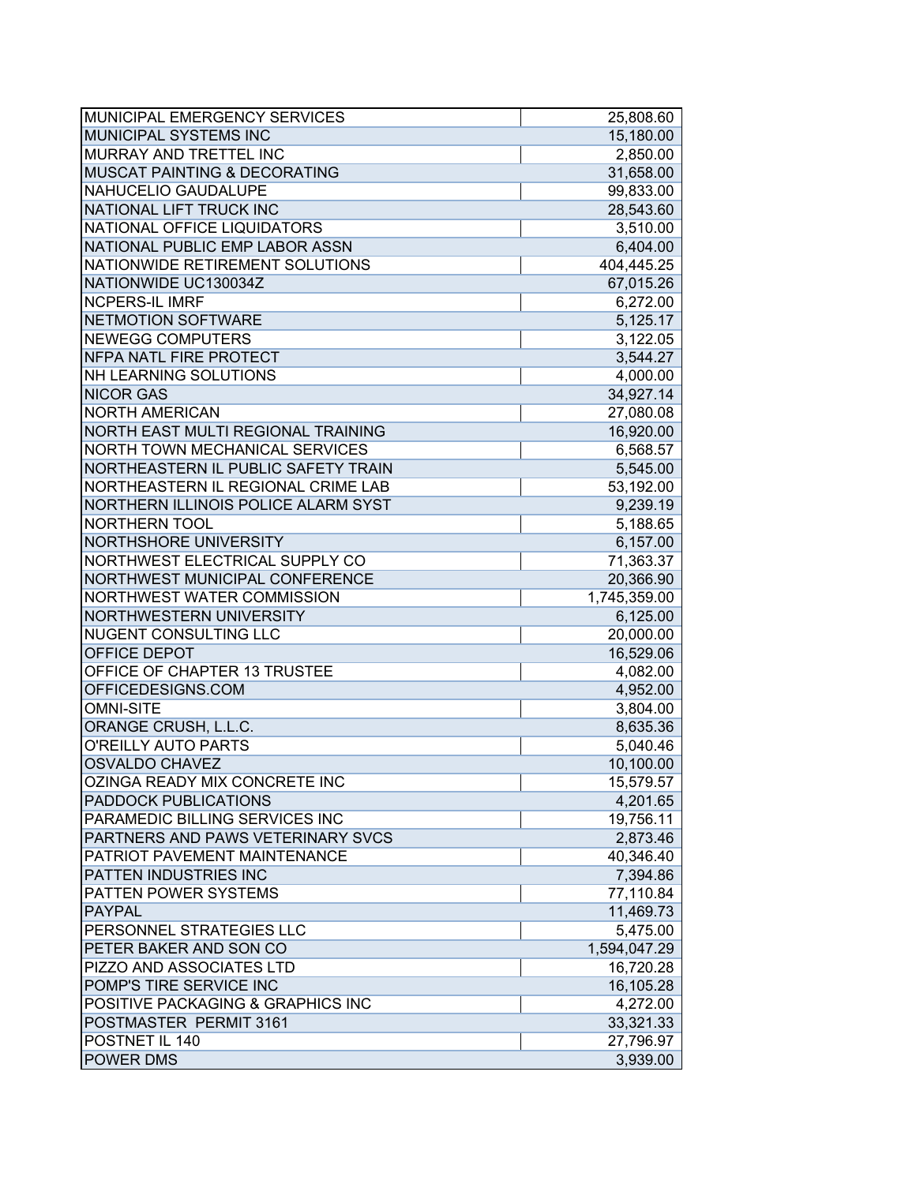| | |
|---|---|
| MUNICIPAL EMERGENCY SERVICES | 25,808.60 |
| MUNICIPAL SYSTEMS INC | 15,180.00 |
| MURRAY AND TRETTEL INC | 2,850.00 |
| MUSCAT PAINTING & DECORATING | 31,658.00 |
| NAHUCELIO GAUDALUPE | 99,833.00 |
| NATIONAL LIFT TRUCK INC | 28,543.60 |
| NATIONAL OFFICE LIQUIDATORS | 3,510.00 |
| NATIONAL PUBLIC EMP LABOR ASSN | 6,404.00 |
| NATIONWIDE RETIREMENT SOLUTIONS | 404,445.25 |
| NATIONWIDE UC130034Z | 67,015.26 |
| NCPERS-IL IMRF | 6,272.00 |
| NETMOTION SOFTWARE | 5,125.17 |
| NEWEGG COMPUTERS | 3,122.05 |
| NFPA NATL FIRE PROTECT | 3,544.27 |
| NH LEARNING SOLUTIONS | 4,000.00 |
| NICOR GAS | 34,927.14 |
| NORTH AMERICAN | 27,080.08 |
| NORTH EAST MULTI REGIONAL TRAINING | 16,920.00 |
| NORTH TOWN MECHANICAL SERVICES | 6,568.57 |
| NORTHEASTERN IL PUBLIC SAFETY TRAIN | 5,545.00 |
| NORTHEASTERN IL REGIONAL CRIME LAB | 53,192.00 |
| NORTHERN ILLINOIS POLICE ALARM SYST | 9,239.19 |
| NORTHERN TOOL | 5,188.65 |
| NORTHSHORE UNIVERSITY | 6,157.00 |
| NORTHWEST ELECTRICAL SUPPLY CO | 71,363.37 |
| NORTHWEST MUNICIPAL CONFERENCE | 20,366.90 |
| NORTHWEST WATER COMMISSION | 1,745,359.00 |
| NORTHWESTERN UNIVERSITY | 6,125.00 |
| NUGENT CONSULTING LLC | 20,000.00 |
| OFFICE DEPOT | 16,529.06 |
| OFFICE OF CHAPTER 13 TRUSTEE | 4,082.00 |
| OFFICEDESIGNS.COM | 4,952.00 |
| OMNI-SITE | 3,804.00 |
| ORANGE CRUSH, L.L.C. | 8,635.36 |
| O'REILLY AUTO PARTS | 5,040.46 |
| OSVALDO CHAVEZ | 10,100.00 |
| OZINGA READY MIX CONCRETE INC | 15,579.57 |
| PADDOCK PUBLICATIONS | 4,201.65 |
| PARAMEDIC BILLING SERVICES INC | 19,756.11 |
| PARTNERS AND PAWS VETERINARY SVCS | 2,873.46 |
| PATRIOT PAVEMENT MAINTENANCE | 40,346.40 |
| PATTEN INDUSTRIES INC | 7,394.86 |
| PATTEN POWER SYSTEMS | 77,110.84 |
| PAYPAL | 11,469.73 |
| PERSONNEL STRATEGIES LLC | 5,475.00 |
| PETER BAKER AND SON CO | 1,594,047.29 |
| PIZZO AND ASSOCIATES LTD | 16,720.28 |
| POMP'S TIRE SERVICE INC | 16,105.28 |
| POSITIVE PACKAGING & GRAPHICS INC | 4,272.00 |
| POSTMASTER PERMIT 3161 | 33,321.33 |
| POSTNET IL 140 | 27,796.97 |
| POWER DMS | 3,939.00 |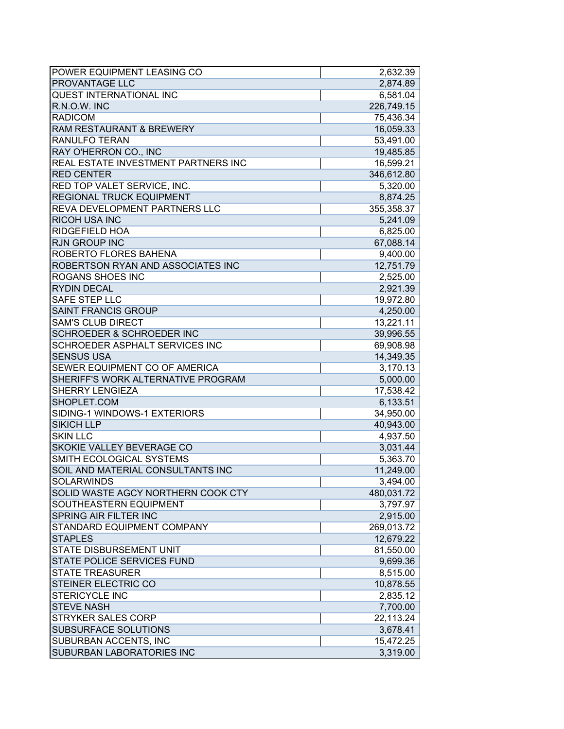| | |
|---|---|
| POWER EQUIPMENT LEASING CO | 2,632.39 |
| PROVANTAGE LLC | 2,874.89 |
| QUEST INTERNATIONAL INC | 6,581.04 |
| R.N.O.W. INC | 226,749.15 |
| RADICOM | 75,436.34 |
| RAM RESTAURANT & BREWERY | 16,059.33 |
| RANULFO TERAN | 53,491.00 |
| RAY O'HERRON CO., INC | 19,485.85 |
| REAL ESTATE INVESTMENT PARTNERS INC | 16,599.21 |
| RED CENTER | 346,612.80 |
| RED TOP VALET SERVICE, INC. | 5,320.00 |
| REGIONAL TRUCK EQUIPMENT | 8,874.25 |
| REVA DEVELOPMENT PARTNERS LLC | 355,358.37 |
| RICOH USA INC | 5,241.09 |
| RIDGEFIELD HOA | 6,825.00 |
| RJN GROUP INC | 67,088.14 |
| ROBERTO FLORES BAHENA | 9,400.00 |
| ROBERTSON RYAN AND ASSOCIATES INC | 12,751.79 |
| ROGANS SHOES INC | 2,525.00 |
| RYDIN DECAL | 2,921.39 |
| SAFE STEP LLC | 19,972.80 |
| SAINT FRANCIS GROUP | 4,250.00 |
| SAM'S CLUB DIRECT | 13,221.11 |
| SCHROEDER & SCHROEDER INC | 39,996.55 |
| SCHROEDER ASPHALT SERVICES INC | 69,908.98 |
| SENSUS USA | 14,349.35 |
| SEWER EQUIPMENT CO OF AMERICA | 3,170.13 |
| SHERIFF'S WORK ALTERNATIVE PROGRAM | 5,000.00 |
| SHERRY LENGIEZA | 17,538.42 |
| SHOPLET.COM | 6,133.51 |
| SIDING-1 WINDOWS-1 EXTERIORS | 34,950.00 |
| SIKICH LLP | 40,943.00 |
| SKIN LLC | 4,937.50 |
| SKOKIE VALLEY BEVERAGE CO | 3,031.44 |
| SMITH ECOLOGICAL SYSTEMS | 5,363.70 |
| SOIL AND MATERIAL CONSULTANTS INC | 11,249.00 |
| SOLARWINDS | 3,494.00 |
| SOLID WASTE AGCY NORTHERN COOK CTY | 480,031.72 |
| SOUTHEASTERN EQUIPMENT | 3,797.97 |
| SPRING AIR FILTER INC | 2,915.00 |
| STANDARD EQUIPMENT COMPANY | 269,013.72 |
| STAPLES | 12,679.22 |
| STATE DISBURSEMENT UNIT | 81,550.00 |
| STATE POLICE SERVICES FUND | 9,699.36 |
| STATE TREASURER | 8,515.00 |
| STEINER ELECTRIC CO | 10,878.55 |
| STERICYCLE INC | 2,835.12 |
| STEVE NASH | 7,700.00 |
| STRYKER SALES CORP | 22,113.24 |
| SUBSURFACE SOLUTIONS | 3,678.41 |
| SUBURBAN ACCENTS, INC | 15,472.25 |
| SUBURBAN LABORATORIES INC | 3,319.00 |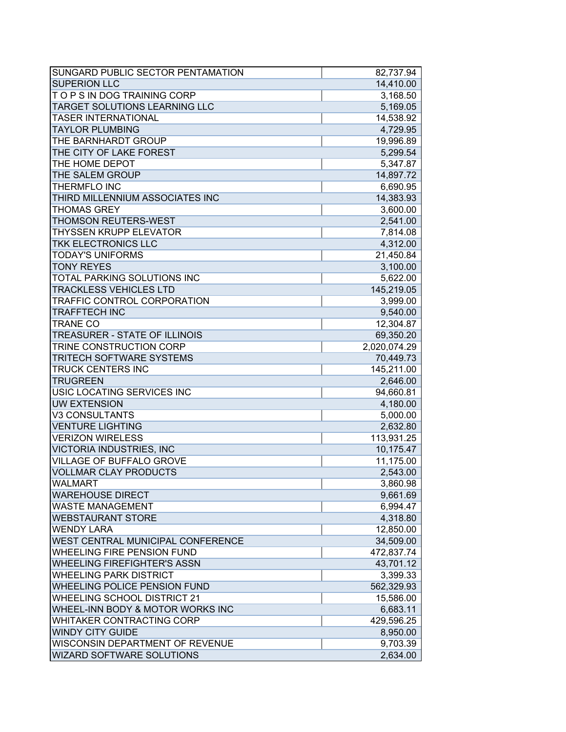| | |
|---|---|
| SUNGARD PUBLIC SECTOR PENTAMATION | 82,737.94 |
| SUPERION LLC | 14,410.00 |
| T O P S IN DOG TRAINING CORP | 3,168.50 |
| TARGET SOLUTIONS LEARNING LLC | 5,169.05 |
| TASER INTERNATIONAL | 14,538.92 |
| TAYLOR PLUMBING | 4,729.95 |
| THE BARNHARDT GROUP | 19,996.89 |
| THE CITY OF LAKE FOREST | 5,299.54 |
| THE HOME DEPOT | 5,347.87 |
| THE SALEM GROUP | 14,897.72 |
| THERMFLO INC | 6,690.95 |
| THIRD MILLENNIUM ASSOCIATES INC | 14,383.93 |
| THOMAS GREY | 3,600.00 |
| THOMSON REUTERS-WEST | 2,541.00 |
| THYSSEN KRUPP ELEVATOR | 7,814.08 |
| TKK ELECTRONICS LLC | 4,312.00 |
| TODAY'S UNIFORMS | 21,450.84 |
| TONY REYES | 3,100.00 |
| TOTAL PARKING SOLUTIONS INC | 5,622.00 |
| TRACKLESS VEHICLES LTD | 145,219.05 |
| TRAFFIC CONTROL CORPORATION | 3,999.00 |
| TRAFFTECH INC | 9,540.00 |
| TRANE CO | 12,304.87 |
| TREASURER - STATE OF ILLINOIS | 69,350.20 |
| TRINE CONSTRUCTION CORP | 2,020,074.29 |
| TRITECH SOFTWARE SYSTEMS | 70,449.73 |
| TRUCK CENTERS INC | 145,211.00 |
| TRUGREEN | 2,646.00 |
| USIC LOCATING SERVICES INC | 94,660.81 |
| UW EXTENSION | 4,180.00 |
| V3 CONSULTANTS | 5,000.00 |
| VENTURE LIGHTING | 2,632.80 |
| VERIZON WIRELESS | 113,931.25 |
| VICTORIA INDUSTRIES, INC | 10,175.47 |
| VILLAGE OF BUFFALO GROVE | 11,175.00 |
| VOLLMAR CLAY PRODUCTS | 2,543.00 |
| WALMART | 3,860.98 |
| WAREHOUSE DIRECT | 9,661.69 |
| WASTE MANAGEMENT | 6,994.47 |
| WEBSTAURANT STORE | 4,318.80 |
| WENDY LARA | 12,850.00 |
| WEST CENTRAL MUNICIPAL CONFERENCE | 34,509.00 |
| WHEELING FIRE PENSION FUND | 472,837.74 |
| WHEELING FIREFIGHTER'S ASSN | 43,701.12 |
| WHEELING PARK DISTRICT | 3,399.33 |
| WHEELING POLICE PENSION FUND | 562,329.93 |
| WHEELING SCHOOL DISTRICT 21 | 15,586.00 |
| WHEEL-INN BODY & MOTOR WORKS INC | 6,683.11 |
| WHITAKER CONTRACTING CORP | 429,596.25 |
| WINDY CITY GUIDE | 8,950.00 |
| WISCONSIN DEPARTMENT OF REVENUE | 9,703.39 |
| WIZARD SOFTWARE SOLUTIONS | 2,634.00 |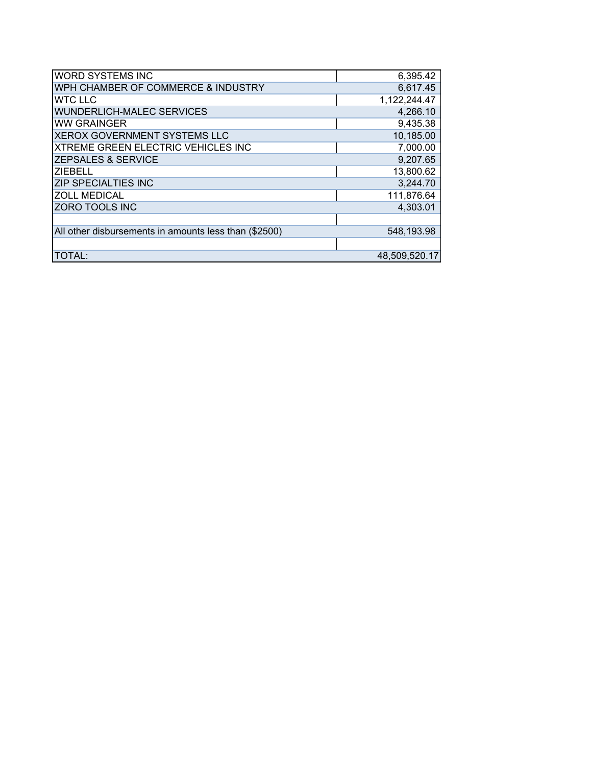| | |
|---|---|
| WORD SYSTEMS INC | 6,395.42 |
| WPH CHAMBER OF COMMERCE & INDUSTRY | 6,617.45 |
| WTC LLC | 1,122,244.47 |
| WUNDERLICH-MALEC SERVICES | 4,266.10 |
| WW GRAINGER | 9,435.38 |
| XEROX GOVERNMENT SYSTEMS LLC | 10,185.00 |
| XTREME GREEN ELECTRIC VEHICLES INC | 7,000.00 |
| ZEPSALES & SERVICE | 9,207.65 |
| ZIEBELL | 13,800.62 |
| ZIP SPECIALTIES INC | 3,244.70 |
| ZOLL MEDICAL | 111,876.64 |
| ZORO TOOLS INC | 4,303.01 |
| | |
| All other disbursements in amounts less than ($2500) | 548,193.98 |
| | |
| TOTAL: | 48,509,520.17 |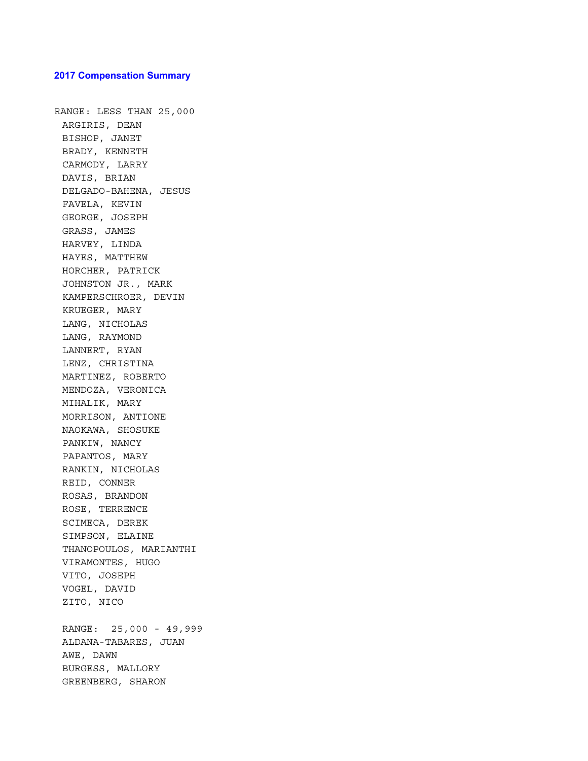**2017 Compensation Summary**

RANGE: LESS THAN 25,000

ARGIRIS, DEAN
BISHOP, JANET
BRADY, KENNETH
CARMODY, LARRY
DAVIS, BRIAN
DELGADO-BAHENA, JESUS
FAVELA, KEVIN
GEORGE, JOSEPH
GRASS, JAMES
HARVEY, LINDA
HAYES, MATTHEW
HORCHER, PATRICK
JOHNSTON JR., MARK
KAMPERSCHROER, DEVIN
KRUEGER, MARY
LANG, NICHOLAS
LANG, RAYMOND
LANNERT, RYAN
LENZ, CHRISTINA
MARTINEZ, ROBERTO
MENDOZA, VERONICA
MIHALIK, MARY
MORRISON, ANTIONE
NAOKAWA, SHOSUKE
PANKIW, NANCY
PAPANTOS, MARY
RANKIN, NICHOLAS
REID, CONNER
ROSAS, BRANDON
ROSE, TERRENCE
SCIMECA, DEREK
SIMPSON, ELAINE
THANOPOULOS, MARIANTHI
VIRAMONTES, HUGO
VITO, JOSEPH
VOGEL, DAVID
ZITO, NICO

RANGE: 25,000 - 49,999

ALDANA-TABARES, JUAN
AWE, DAWN
BURGESS, MALLORY
GREENBERG, SHARON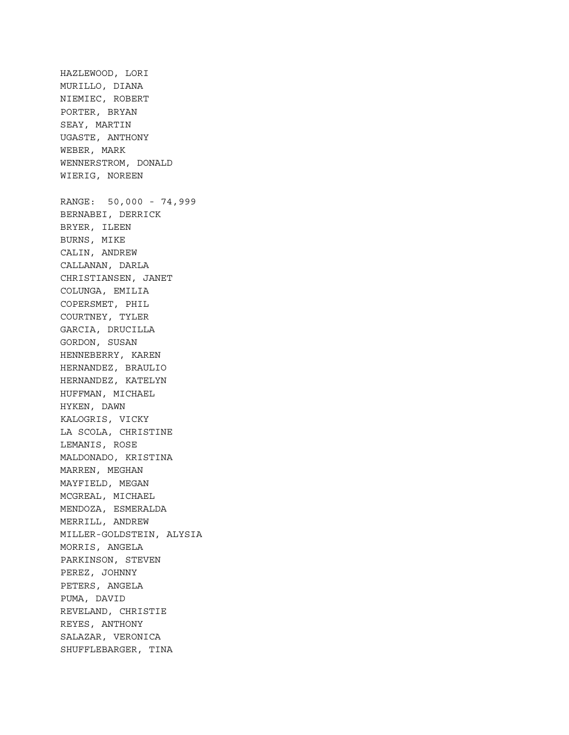HAZLEWOOD, LORI
MURILLO, DIANA
NIEMIEC, ROBERT
PORTER, BRYAN
SEAY, MARTIN
UGASTE, ANTHONY
WEBER, MARK
WENNERSTROM, DONALD
WIERIG, NOREEN

RANGE:  50,000 - 74,999
BERNABEI, DERRICK
BRYER, ILEEN
BURNS, MIKE
CALIN, ANDREW
CALLANAN, DARLA
CHRISTIANSEN, JANET
COLUNGA, EMILIA
COPERSMET, PHIL
COURTNEY, TYLER
GARCIA, DRUCILLA
GORDON, SUSAN
HENNEBERRY, KAREN
HERNANDEZ, BRAULIO
HERNANDEZ, KATELYN
HUFFMAN, MICHAEL
HYKEN, DAWN
KALOGRIS, VICKY
LA SCOLA, CHRISTINE
LEMANIS, ROSE
MALDONADO, KRISTINA
MARREN, MEGHAN
MAYFIELD, MEGAN
MCGREAL, MICHAEL
MENDOZA, ESMERALDA
MERRILL, ANDREW
MILLER-GOLDSTEIN, ALYSIA
MORRIS, ANGELA
PARKINSON, STEVEN
PEREZ, JOHNNY
PETERS, ANGELA
PUMA, DAVID
REVELAND, CHRISTIE
REYES, ANTHONY
SALAZAR, VERONICA
SHUFFLEBARGER, TINA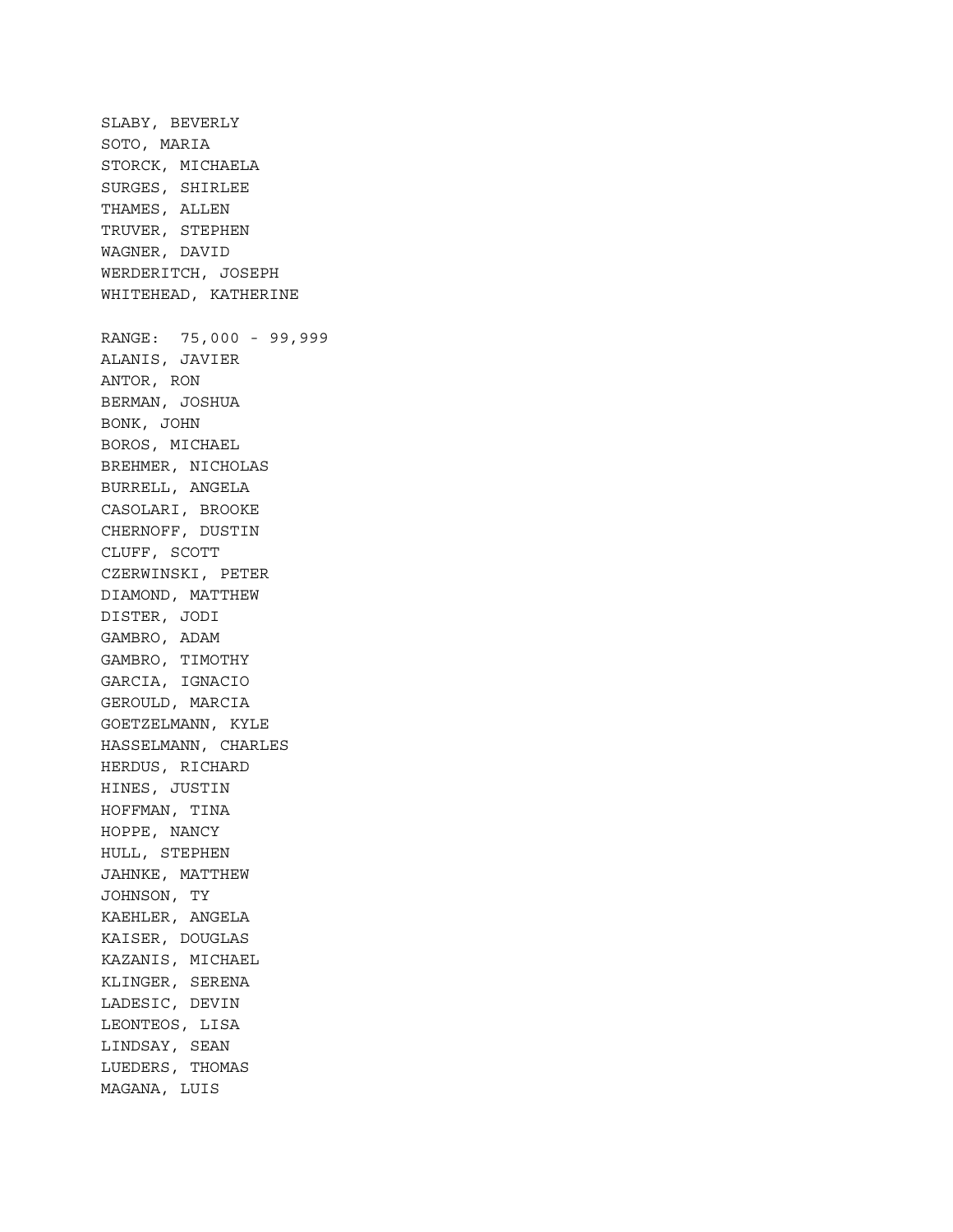SLABY, BEVERLY
SOTO, MARIA
STORCK, MICHAELA
SURGES, SHIRLEE
THAMES, ALLEN
TRUVER, STEPHEN
WAGNER, DAVID
WERDERITCH, JOSEPH
WHITEHEAD, KATHERINE

RANGE:  75,000 - 99,999
ALANIS, JAVIER
ANTOR, RON
BERMAN, JOSHUA
BONK, JOHN
BOROS, MICHAEL
BREHMER, NICHOLAS
BURRELL, ANGELA
CASOLARI, BROOKE
CHERNOFF, DUSTIN
CLUFF, SCOTT
CZERWINSKI, PETER
DIAMOND, MATTHEW
DISTER, JODI
GAMBRO, ADAM
GAMBRO, TIMOTHY
GARCIA, IGNACIO
GEROULD, MARCIA
GOETZELMANN, KYLE
HASSELMANN, CHARLES
HERDUS, RICHARD
HINES, JUSTIN
HOFFMAN, TINA
HOPPE, NANCY
HULL, STEPHEN
JAHNKE, MATTHEW
JOHNSON, TY
KAEHLER, ANGELA
KAISER, DOUGLAS
KAZANIS, MICHAEL
KLINGER, SERENA
LADESIC, DEVIN
LEONTEOS, LISA
LINDSAY, SEAN
LUEDERS, THOMAS
MAGANA, LUIS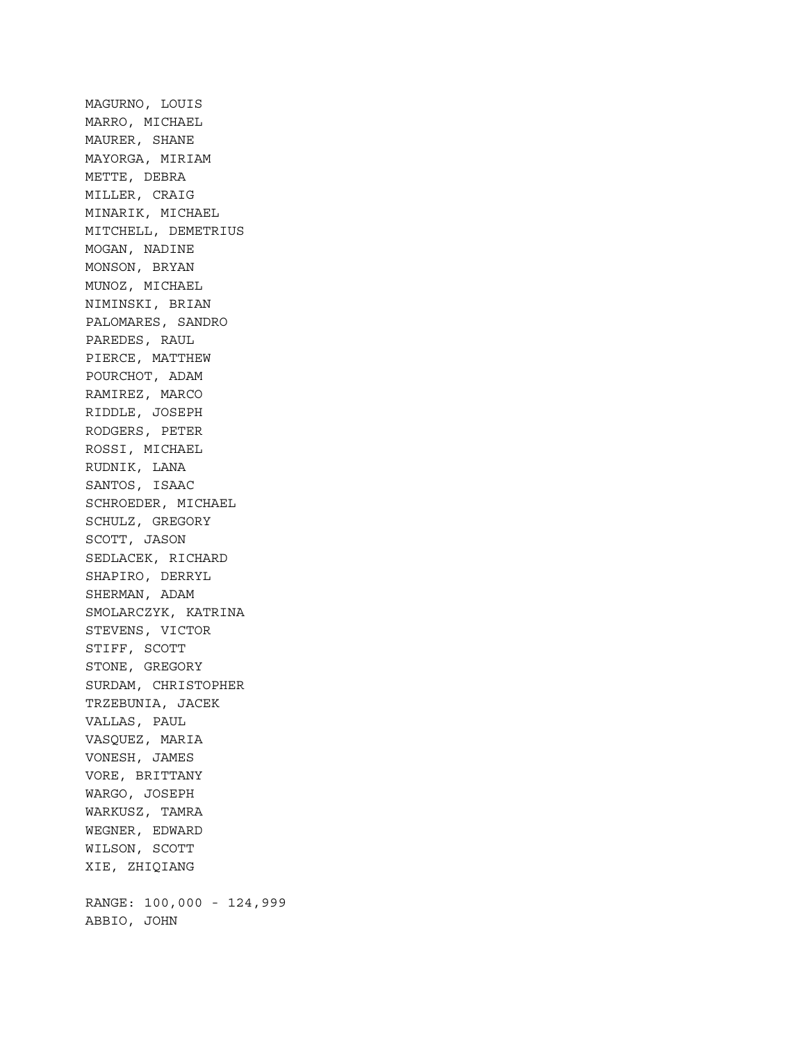MAGURNO, LOUIS
MARRO, MICHAEL
MAURER, SHANE
MAYORGA, MIRIAM
METTE, DEBRA
MILLER, CRAIG
MINARIK, MICHAEL
MITCHELL, DEMETRIUS
MOGAN, NADINE
MONSON, BRYAN
MUNOZ, MICHAEL
NIMINSKI, BRIAN
PALOMARES, SANDRO
PAREDES, RAUL
PIERCE, MATTHEW
POURCHOT, ADAM
RAMIREZ, MARCO
RIDDLE, JOSEPH
RODGERS, PETER
ROSSI, MICHAEL
RUDNIK, LANA
SANTOS, ISAAC
SCHROEDER, MICHAEL
SCHULZ, GREGORY
SCOTT, JASON
SEDLACEK, RICHARD
SHAPIRO, DERRYL
SHERMAN, ADAM
SMOLARCZYK, KATRINA
STEVENS, VICTOR
STIFF, SCOTT
STONE, GREGORY
SURDAM, CHRISTOPHER
TRZEBUNIA, JACEK
VALLAS, PAUL
VASQUEZ, MARIA
VONESH, JAMES
VORE, BRITTANY
WARGO, JOSEPH
WARKUSZ, TAMRA
WEGNER, EDWARD
WILSON, SCOTT
XIE, ZHIQIANG

RANGE: 100,000 - 124,999
ABBIO, JOHN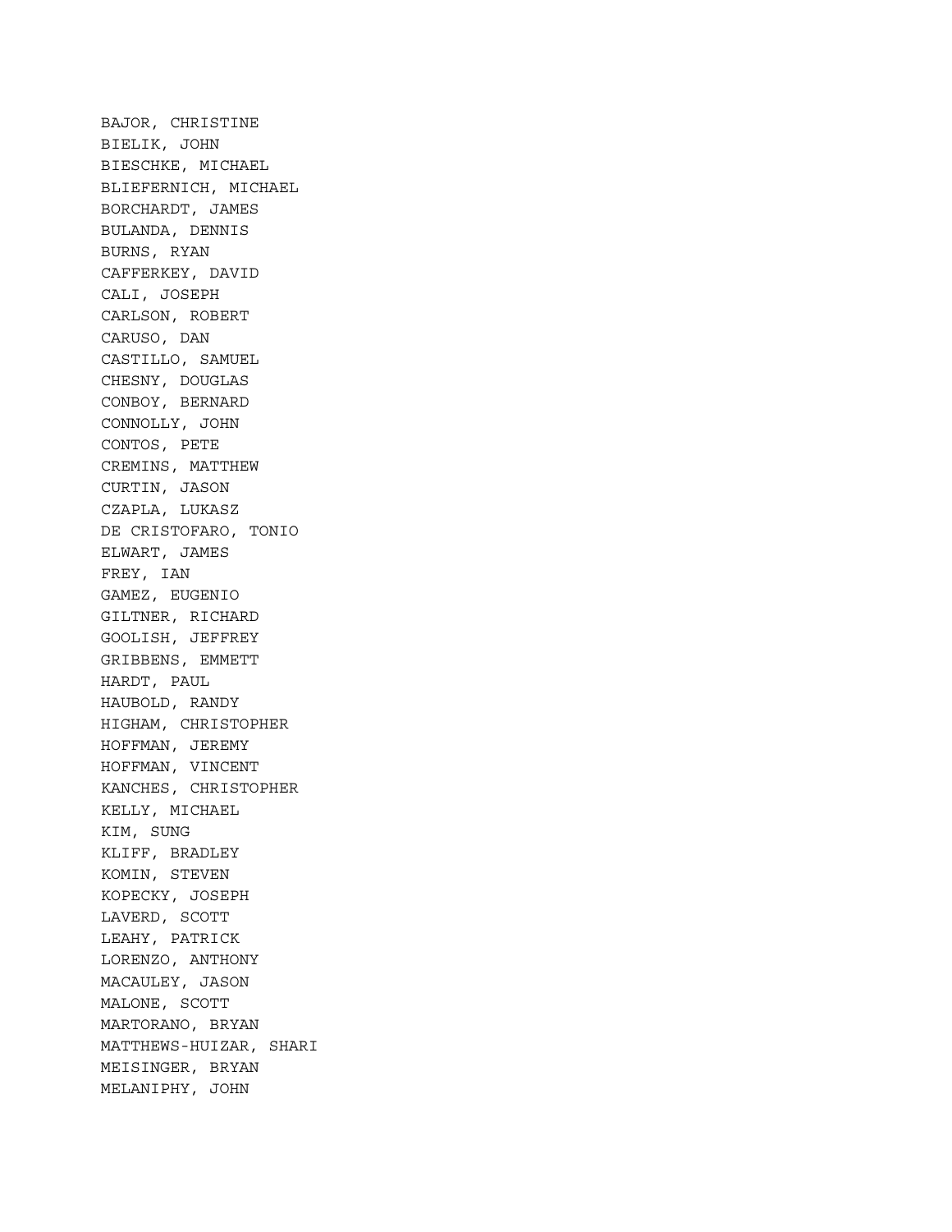BAJOR, CHRISTINE
BIELIK, JOHN
BIESCHKE, MICHAEL
BLIEFERNICH, MICHAEL
BORCHARDT, JAMES
BULANDA, DENNIS
BURNS, RYAN
CAFFERKEY, DAVID
CALI, JOSEPH
CARLSON, ROBERT
CARUSO, DAN
CASTILLO, SAMUEL
CHESNY, DOUGLAS
CONBOY, BERNARD
CONNOLLY, JOHN
CONTOS, PETE
CREMINS, MATTHEW
CURTIN, JASON
CZAPLA, LUKASZ
DE CRISTOFARO, TONIO
ELWART, JAMES
FREY, IAN
GAMEZ, EUGENIO
GILTNER, RICHARD
GOOLISH, JEFFREY
GRIBBENS, EMMETT
HARDT, PAUL
HAUBOLD, RANDY
HIGHAM, CHRISTOPHER
HOFFMAN, JEREMY
HOFFMAN, VINCENT
KANCHES, CHRISTOPHER
KELLY, MICHAEL
KIM, SUNG
KLIFF, BRADLEY
KOMIN, STEVEN
KOPECKY, JOSEPH
LAVERD, SCOTT
LEAHY, PATRICK
LORENZO, ANTHONY
MACAULEY, JASON
MALONE, SCOTT
MARTORANO, BRYAN
MATTHEWS-HUIZAR, SHARI
MEISINGER, BRYAN
MELANIPHY, JOHN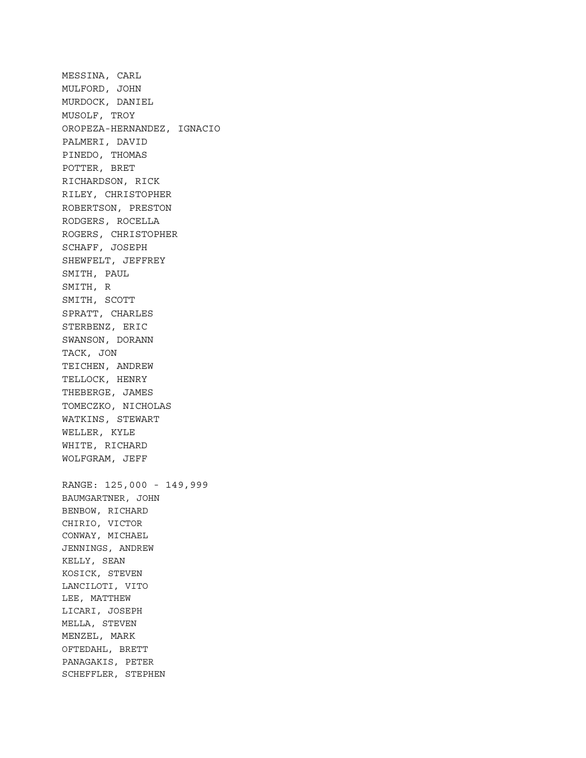MESSINA, CARL
MULFORD, JOHN
MURDOCK, DANIEL
MUSOLF, TROY
OROPEZA-HERNANDEZ, IGNACIO
PALMERI, DAVID
PINEDO, THOMAS
POTTER, BRET
RICHARDSON, RICK
RILEY, CHRISTOPHER
ROBERTSON, PRESTON
RODGERS, ROCELLA
ROGERS, CHRISTOPHER
SCHAFF, JOSEPH
SHEWFELT, JEFFREY
SMITH, PAUL
SMITH, R
SMITH, SCOTT
SPRATT, CHARLES
STERBENZ, ERIC
SWANSON, DORANN
TACK, JON
TEICHEN, ANDREW
TELLOCK, HENRY
THEBERGE, JAMES
TOMECZKO, NICHOLAS
WATKINS, STEWART
WELLER, KYLE
WHITE, RICHARD
WOLFGRAM, JEFF

RANGE: 125,000 - 149,999
BAUMGARTNER, JOHN
BENBOW, RICHARD
CHIRIO, VICTOR
CONWAY, MICHAEL
JENNINGS, ANDREW
KELLY, SEAN
KOSICK, STEVEN
LANCILOTI, VITO
LEE, MATTHEW
LICARI, JOSEPH
MELLA, STEVEN
MENZEL, MARK
OFTEDAHL, BRETT
PANAGAKIS, PETER
SCHEFFLER, STEPHEN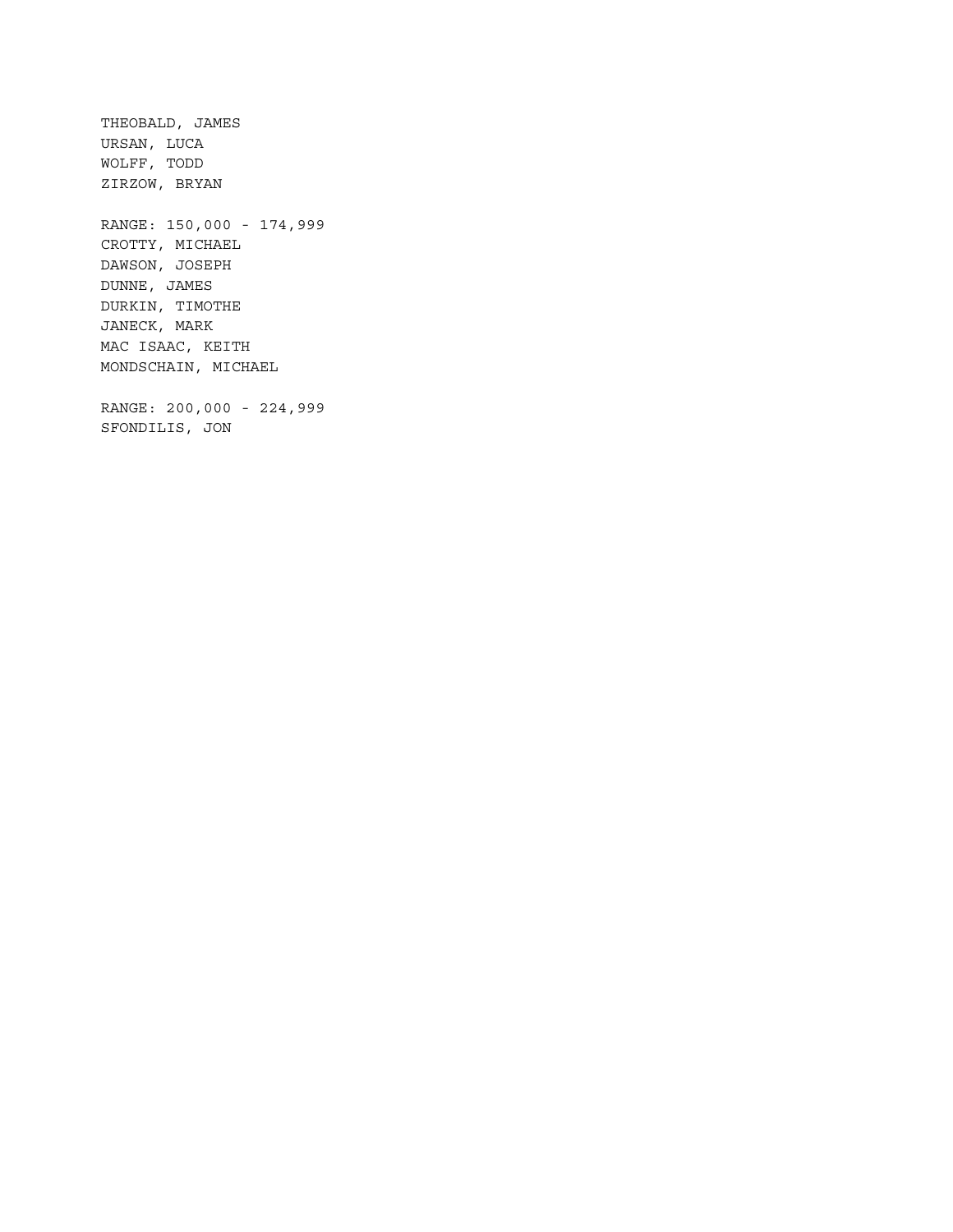THEOBALD, JAMES
URSAN, LUCA
WOLFF, TODD
ZIRZOW, BRYAN

RANGE: 150,000 - 174,999
CROTTY, MICHAEL
DAWSON, JOSEPH
DUNNE, JAMES
DURKIN, TIMOTHE
JANECK, MARK
MAC ISAAC, KEITH
MONDSCHAIN, MICHAEL

RANGE: 200,000 - 224,999
SFONDILIS, JON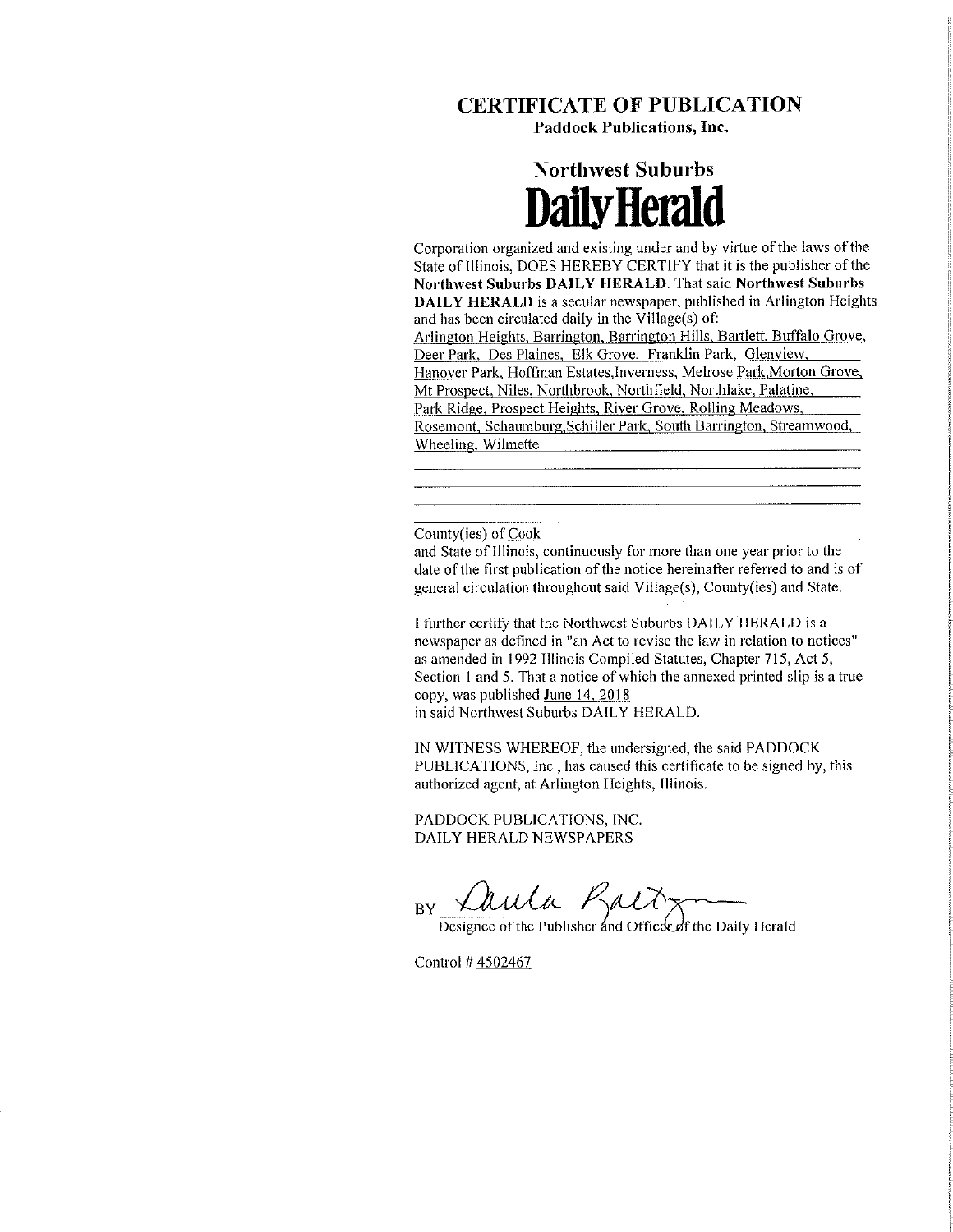# CERTIFICATE OF PUBLICATION

**Paddock Publications, Inc.**

## Northwest Suburbs

# Daily Herald

Corporation organized and existing under and by virtue of the laws of the State of Illinois, DOES HEREBY CERTIFY that it is the publisher of the **Northwest Suburbs DAILY HERALD**. That said **Northwest Suburbs DAILY HERALD** is a secular newspaper, published in Arlington Heights and has been circulated daily in the Village(s) of: Arlington Heights, Barrington, Barrington Hills, Bartlett, Buffalo Grove, Deer Park, Des Plaines, Elk Grove, Franklin Park, Glenview, Hanover Park, Hoffman Estates,Inverness, Melrose Park,Morton Grove, Mt Prospect, Niles, Northbrook, Northfield, Northlake, Palatine, Park Ridge, Prospect Heights, River Grove, Rolling Meadows, Rosemont, Schaumburg,Schiller Park, South Barrington, Streamwood, Wheeling, Wilmette

County(ies) of Cook

and State of Illinois, continuously for more than one year prior to the date of the first publication of the notice hereinafter referred to and is of general circulation throughout said Village(s), County(ies) and State.

I further certify that the Northwest Suburbs DAILY HERALD is a newspaper as defined in "an Act to revise the law in relation to notices" as amended in 1992 Illinois Compiled Statutes, Chapter 715, Act 5, Section 1 and 5. That a notice of which the annexed printed slip is a true copy, was published June 14, 2018 in said Northwest Suburbs DAILY HERALD.

IN WITNESS WHEREOF, the undersigned, the said PADDOCK PUBLICATIONS, Inc., has caused this certificate to be signed by, this authorized agent, at Arlington Heights, Illinois.

PADDOCK PUBLICATIONS, INC.
DAILY HERALD NEWSPAPERS

BY Paula Baltz
Designee of the Publisher and Officer of the Daily Herald

Control # 4502467